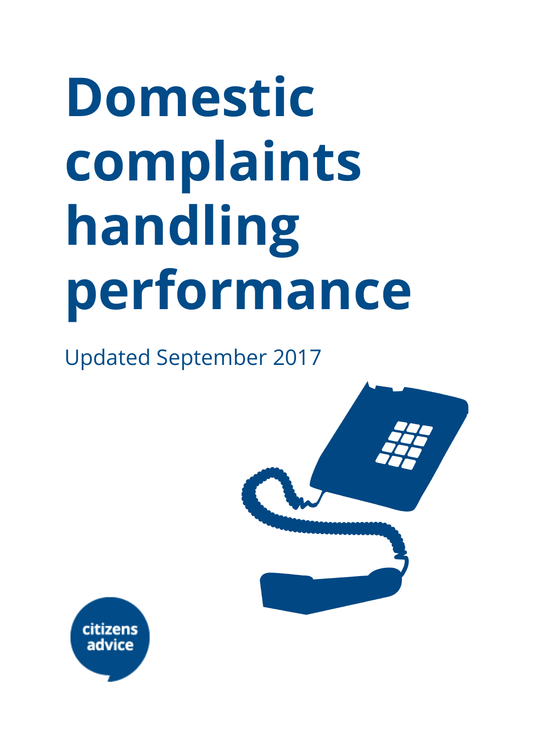# Domestic complaints handling performance

Updated September 2017

citizens advice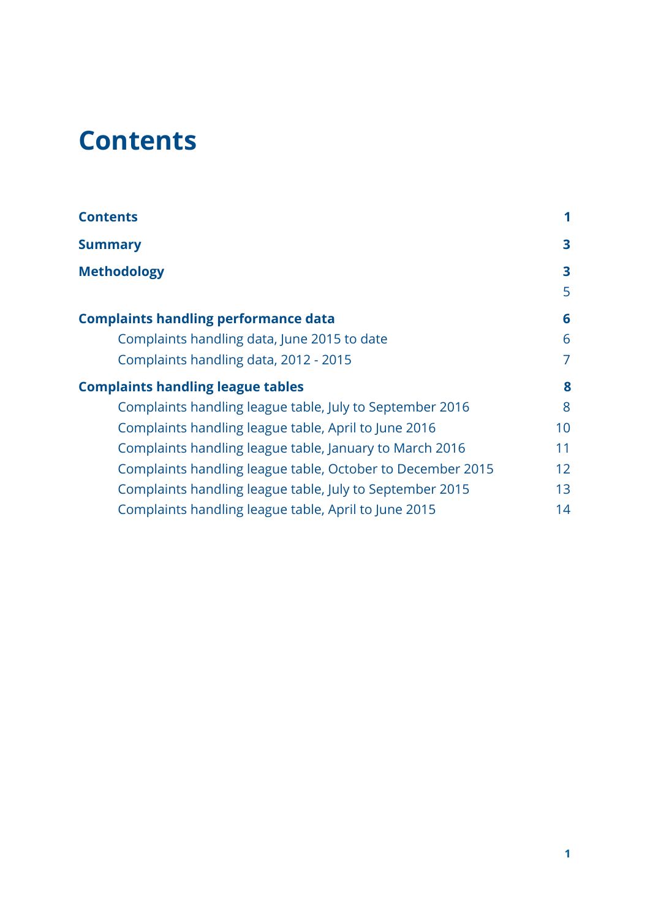# Contents

| | |
|---|---|
| **Contents** | **1** |
| **Summary** | **3** |
| **Methodology** | **3** |
| | 5 |
| **Complaints handling performance data** | **6** |
| Complaints handling data, June 2015 to date | 6 |
| Complaints handling data, 2012 - 2015 | 7 |
| **Complaints handling league tables** | **8** |
| Complaints handling league table, July to September 2016 | 8 |
| Complaints handling league table, April to June 2016 | 10 |
| Complaints handling league table, January to March 2016 | 11 |
| Complaints handling league table, October to December 2015 | 12 |
| Complaints handling league table, July to September 2015 | 13 |
| Complaints handling league table, April to June 2015 | 14 |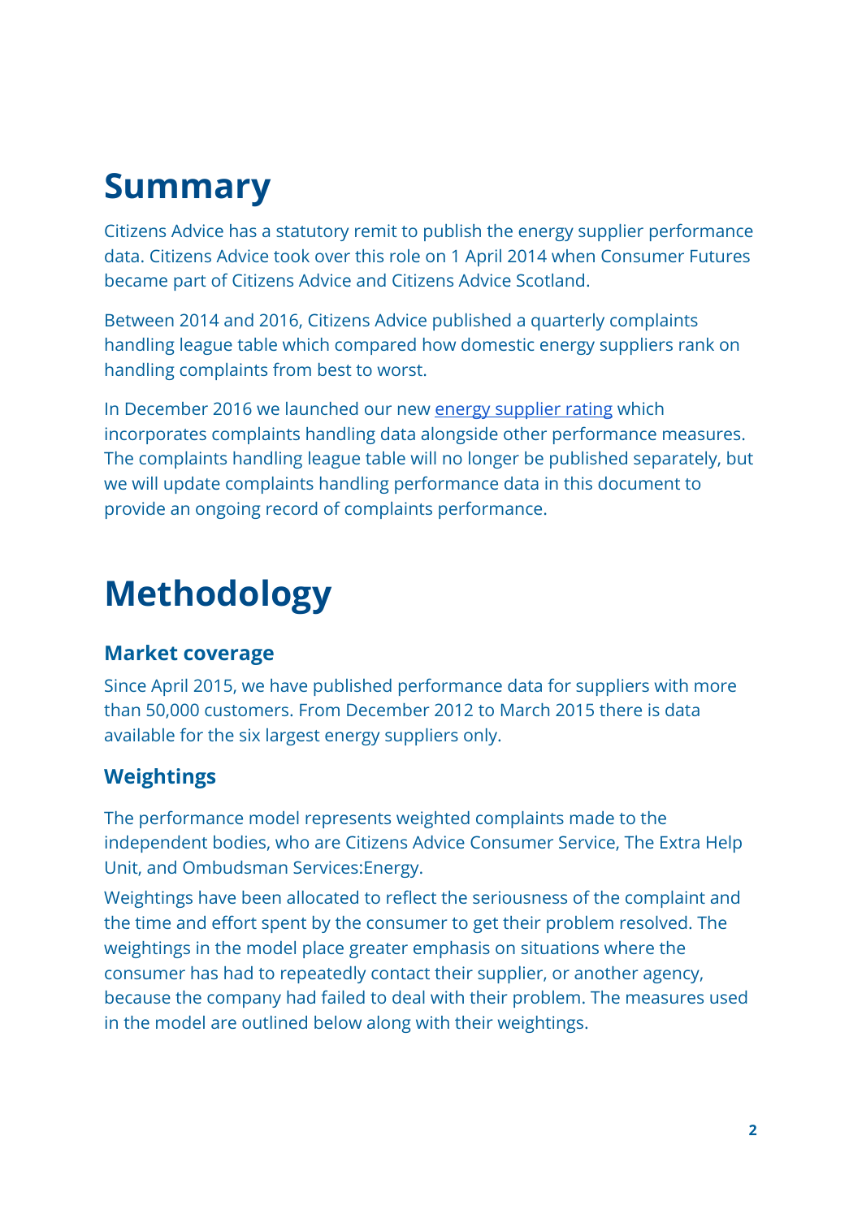# Summary

Citizens Advice has a statutory remit to publish the energy supplier performance data. Citizens Advice took over this role on 1 April 2014 when Consumer Futures became part of Citizens Advice and Citizens Advice Scotland.

Between 2014 and 2016, Citizens Advice published a quarterly complaints handling league table which compared how domestic energy suppliers rank on handling complaints from best to worst.

In December 2016 we launched our new energy supplier rating which incorporates complaints handling data alongside other performance measures. The complaints handling league table will no longer be published separately, but we will update complaints handling performance data in this document to provide an ongoing record of complaints performance.

# Methodology

## Market coverage

Since April 2015, we have published performance data for suppliers with more than 50,000 customers. From December 2012 to March 2015 there is data available for the six largest energy suppliers only.

## Weightings

The performance model represents weighted complaints made to the independent bodies, who are Citizens Advice Consumer Service, The Extra Help Unit, and Ombudsman Services:Energy.

Weightings have been allocated to reflect the seriousness of the complaint and the time and effort spent by the consumer to get their problem resolved. The weightings in the model place greater emphasis on situations where the consumer has had to repeatedly contact their supplier, or another agency, because the company had failed to deal with their problem. The measures used in the model are outlined below along with their weightings.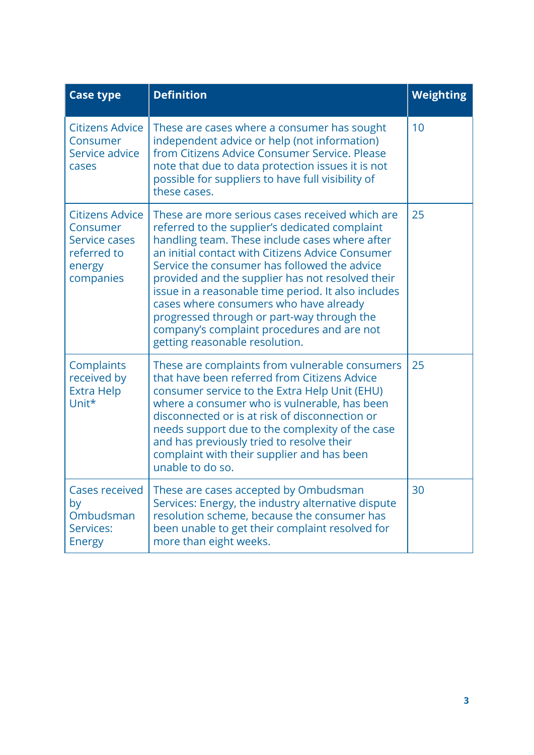| Case type | Definition | Weighting |
|---|---|---|
| Citizens Advice Consumer Service advice cases | These are cases where a consumer has sought independent advice or help (not information) from Citizens Advice Consumer Service. Please note that due to data protection issues it is not possible for suppliers to have full visibility of these cases. | 10 |
| Citizens Advice Consumer Service cases referred to energy companies | These are more serious cases received which are referred to the supplier's dedicated complaint handling team. These include cases where after an initial contact with Citizens Advice Consumer Service the consumer has followed the advice provided and the supplier has not resolved their issue in a reasonable time period. It also includes cases where consumers who have already progressed through or part-way through the company's complaint procedures and are not getting reasonable resolution. | 25 |
| Complaints received by Extra Help Unit* | These are complaints from vulnerable consumers that have been referred from Citizens Advice consumer service to the Extra Help Unit (EHU) where a consumer who is vulnerable, has been disconnected or is at risk of disconnection or needs support due to the complexity of the case and has previously tried to resolve their complaint with their supplier and has been unable to do so. | 25 |
| Cases received by Ombudsman Services: Energy | These are cases accepted by Ombudsman Services: Energy, the industry alternative dispute resolution scheme, because the consumer has been unable to get their complaint resolved for more than eight weeks. | 30 |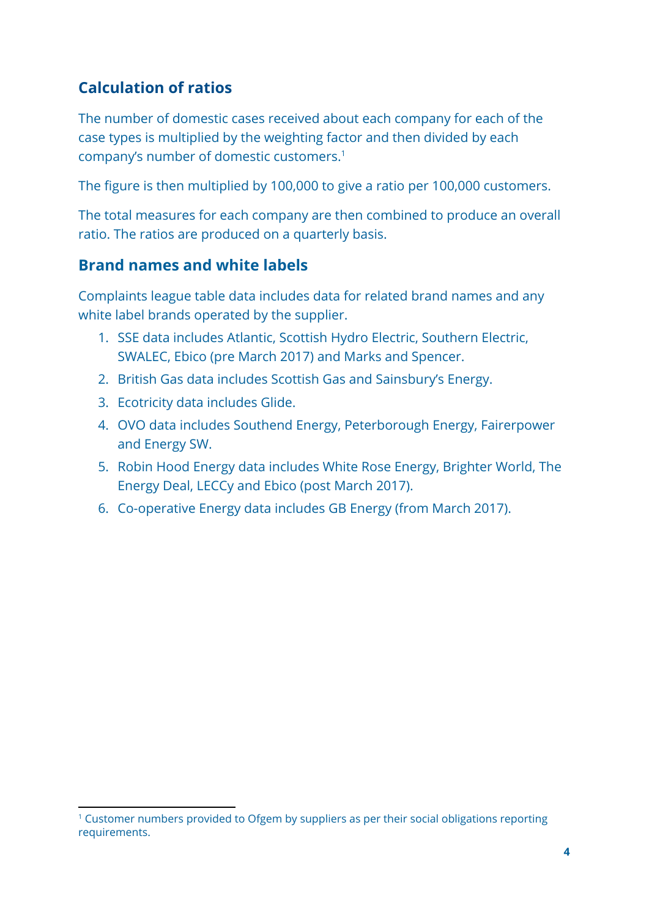## Calculation of ratios

The number of domestic cases received about each company for each of the case types is multiplied by the weighting factor and then divided by each company's number of domestic customers.[1]

The figure is then multiplied by 100,000 to give a ratio per 100,000 customers.

The total measures for each company are then combined to produce an overall ratio. The ratios are produced on a quarterly basis.

## Brand names and white labels

Complaints league table data includes data for related brand names and any white label brands operated by the supplier.

1. SSE data includes Atlantic, Scottish Hydro Electric, Southern Electric, SWALEC, Ebico (pre March 2017) and Marks and Spencer.
2. British Gas data includes Scottish Gas and Sainsbury's Energy.
3. Ecotricity data includes Glide.
4. OVO data includes Southend Energy, Peterborough Energy, Fairerpower and Energy SW.
5. Robin Hood Energy data includes White Rose Energy, Brighter World, The Energy Deal, LECCy and Ebico (post March 2017).
6. Co-operative Energy data includes GB Energy (from March 2017).

[1] Customer numbers provided to Ofgem by suppliers as per their social obligations reporting requirements.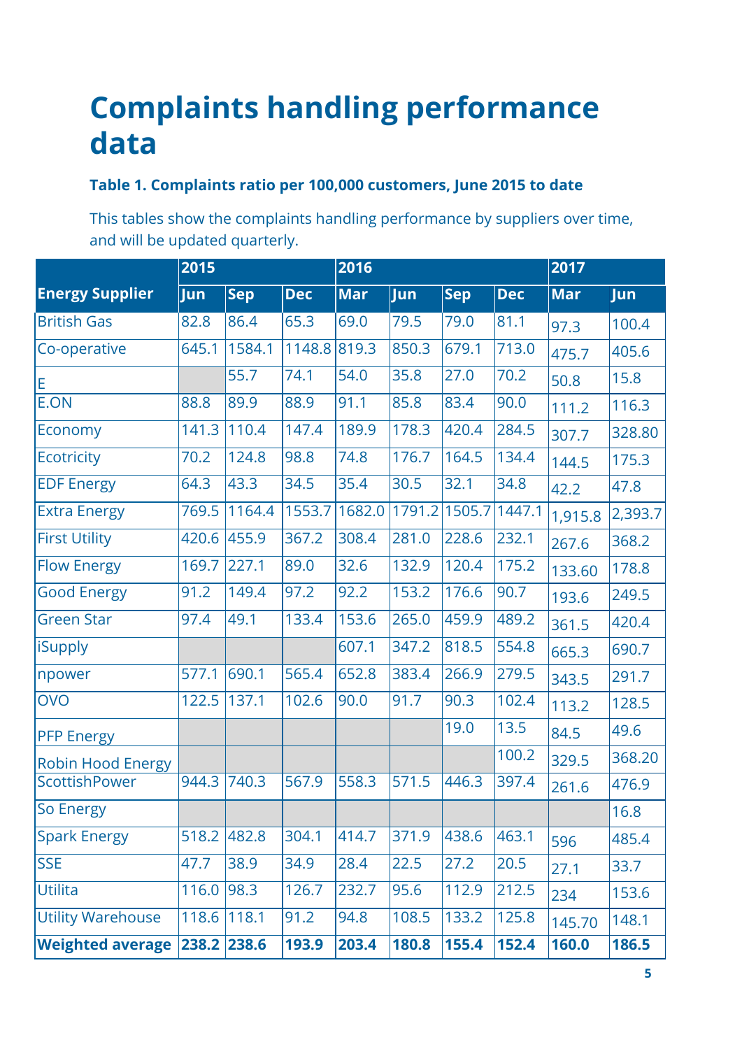# Complaints handling performance data

### Table 1. Complaints ratio per 100,000 customers, June 2015 to date

This tables show the complaints handling performance by suppliers over time, and will be updated quarterly.

| Energy Supplier | 2015 | | | 2016 | | | | 2017 | |
|---|---|---|---|---|---|---|---|---|---|
| | Jun | Sep | Dec | Mar | Jun | Sep | Dec | Mar | Jun |
| British Gas | 82.8 | 86.4 | 65.3 | 69.0 | 79.5 | 79.0 | 81.1 | 97.3 | 100.4 |
| Co-operative | 645.1 | 1584.1 | 1148.8 | 819.3 | 850.3 | 679.1 | 713.0 | 475.7 | 405.6 |
| E | | 55.7 | 74.1 | 54.0 | 35.8 | 27.0 | 70.2 | 50.8 | 15.8 |
| E.ON | 88.8 | 89.9 | 88.9 | 91.1 | 85.8 | 83.4 | 90.0 | 111.2 | 116.3 |
| Economy | 141.3 | 110.4 | 147.4 | 189.9 | 178.3 | 420.4 | 284.5 | 307.7 | 328.80 |
| Ecotricity | 70.2 | 124.8 | 98.8 | 74.8 | 176.7 | 164.5 | 134.4 | 144.5 | 175.3 |
| EDF Energy | 64.3 | 43.3 | 34.5 | 35.4 | 30.5 | 32.1 | 34.8 | 42.2 | 47.8 |
| Extra Energy | 769.5 | 1164.4 | 1553.7 | 1682.0 | 1791.2 | 1505.7 | 1447.1 | 1,915.8 | 2,393.7 |
| First Utility | 420.6 | 455.9 | 367.2 | 308.4 | 281.0 | 228.6 | 232.1 | 267.6 | 368.2 |
| Flow Energy | 169.7 | 227.1 | 89.0 | 32.6 | 132.9 | 120.4 | 175.2 | 133.60 | 178.8 |
| Good Energy | 91.2 | 149.4 | 97.2 | 92.2 | 153.2 | 176.6 | 90.7 | 193.6 | 249.5 |
| Green Star | 97.4 | 49.1 | 133.4 | 153.6 | 265.0 | 459.9 | 489.2 | 361.5 | 420.4 |
| iSupply | | | | 607.1 | 347.2 | 818.5 | 554.8 | 665.3 | 690.7 |
| npower | 577.1 | 690.1 | 565.4 | 652.8 | 383.4 | 266.9 | 279.5 | 343.5 | 291.7 |
| OVO | 122.5 | 137.1 | 102.6 | 90.0 | 91.7 | 90.3 | 102.4 | 113.2 | 128.5 |
| PFP Energy | | | | | | 19.0 | 13.5 | 84.5 | 49.6 |
| Robin Hood Energy | | | | | | | 100.2 | 329.5 | 368.20 |
| ScottishPower | 944.3 | 740.3 | 567.9 | 558.3 | 571.5 | 446.3 | 397.4 | 261.6 | 476.9 |
| So Energy | | | | | | | | | 16.8 |
| Spark Energy | 518.2 | 482.8 | 304.1 | 414.7 | 371.9 | 438.6 | 463.1 | 596 | 485.4 |
| SSE | 47.7 | 38.9 | 34.9 | 28.4 | 22.5 | 27.2 | 20.5 | 27.1 | 33.7 |
| Utilita | 116.0 | 98.3 | 126.7 | 232.7 | 95.6 | 112.9 | 212.5 | 234 | 153.6 |
| Utility Warehouse | 118.6 | 118.1 | 91.2 | 94.8 | 108.5 | 133.2 | 125.8 | 145.70 | 148.1 |
| **Weighted average** | **238.2** | **238.6** | **193.9** | **203.4** | **180.8** | **155.4** | **152.4** | **160.0** | **186.5** |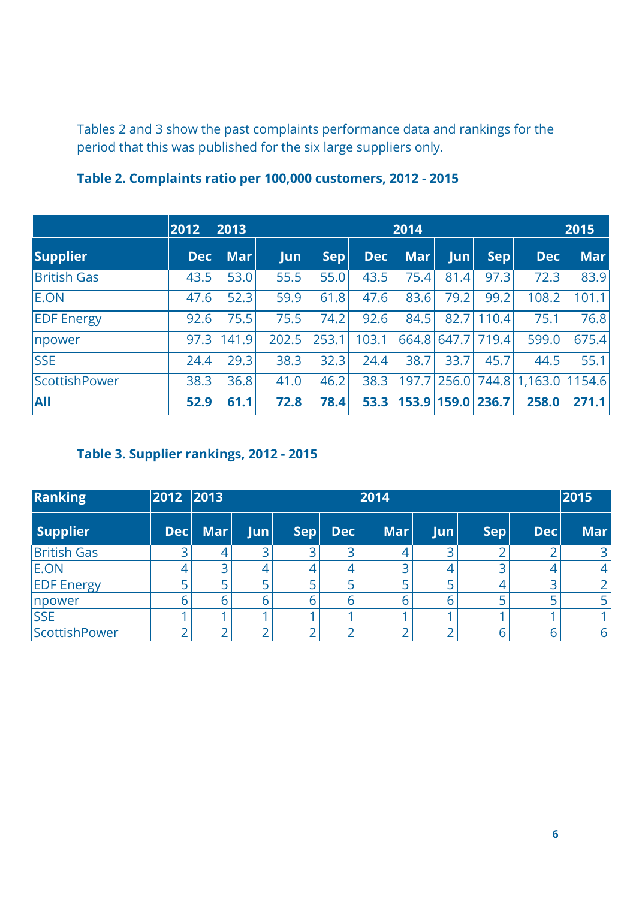Tables 2 and 3 show the past complaints performance data and rankings for the period that this was published for the six large suppliers only.

### Table 2. Complaints ratio per 100,000 customers, 2012 - 2015

| | 2012 | 2013 | | | | 2014 | | | | 2015 |
|---|---|---|---|---|---|---|---|---|---|---|
| **Supplier** | **Dec** | **Mar** | **Jun** | **Sep** | **Dec** | **Mar** | **Jun** | **Sep** | **Dec** | **Mar** |
| British Gas | 43.5 | 53.0 | 55.5 | 55.0 | 43.5 | 75.4 | 81.4 | 97.3 | 72.3 | 83.9 |
| E.ON | 47.6 | 52.3 | 59.9 | 61.8 | 47.6 | 83.6 | 79.2 | 99.2 | 108.2 | 101.1 |
| EDF Energy | 92.6 | 75.5 | 75.5 | 74.2 | 92.6 | 84.5 | 82.7 | 110.4 | 75.1 | 76.8 |
| npower | 97.3 | 141.9 | 202.5 | 253.1 | 103.1 | 664.8 | 647.7 | 719.4 | 599.0 | 675.4 |
| SSE | 24.4 | 29.3 | 38.3 | 32.3 | 24.4 | 38.7 | 33.7 | 45.7 | 44.5 | 55.1 |
| ScottishPower | 38.3 | 36.8 | 41.0 | 46.2 | 38.3 | 197.7 | 256.0 | 744.8 | 1,163.0 | 1154.6 |
| **All** | **52.9** | **61.1** | **72.8** | **78.4** | **53.3** | **153.9** | **159.0** | **236.7** | **258.0** | **271.1** |

### Table 3. Supplier rankings, 2012 - 2015

| Ranking | 2012 | 2013 | | | | 2014 | | | | 2015 |
|---|---|---|---|---|---|---|---|---|---|---|
| **Supplier** | **Dec** | **Mar** | **Jun** | **Sep** | **Dec** | **Mar** | **Jun** | **Sep** | **Dec** | **Mar** |
| British Gas | 3 | 4 | 3 | 3 | 3 | 4 | 3 | 2 | 2 | 3 |
| E.ON | 4 | 3 | 4 | 4 | 4 | 3 | 4 | 3 | 4 | 4 |
| EDF Energy | 5 | 5 | 5 | 5 | 5 | 5 | 5 | 4 | 3 | 2 |
| npower | 6 | 6 | 6 | 6 | 6 | 6 | 6 | 5 | 5 | 5 |
| SSE | 1 | 1 | 1 | 1 | 1 | 1 | 1 | 1 | 1 | 1 |
| ScottishPower | 2 | 2 | 2 | 2 | 2 | 2 | 2 | 6 | 6 | 6 |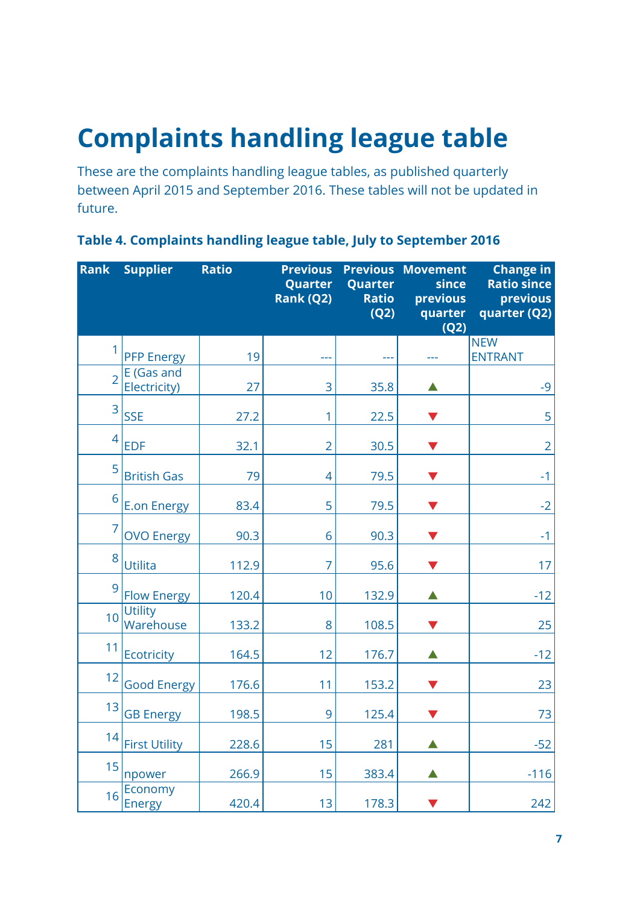# Complaints handling league table

These are the complaints handling league tables, as published quarterly between April 2015 and September 2016. These tables will not be updated in future.

### Table 4. Complaints handling league table, July to September 2016

| Rank | Supplier | Ratio | Previous Quarter Rank (Q2) | Previous Quarter Ratio (Q2) | Movement since previous quarter (Q2) | Change in Ratio since previous quarter (Q2) |
|---|---|---|---|---|---|---|
| 1 | PFP Energy | 19 | --- | --- | --- | NEW ENTRANT |
| 2 | E (Gas and Electricity) | 27 | 3 | 35.8 | ▲ | -9 |
| 3 | SSE | 27.2 | 1 | 22.5 | ▼ | 5 |
| 4 | EDF | 32.1 | 2 | 30.5 | ▼ | 2 |
| 5 | British Gas | 79 | 4 | 79.5 | ▼ | -1 |
| 6 | E.on Energy | 83.4 | 5 | 79.5 | ▼ | -2 |
| 7 | OVO Energy | 90.3 | 6 | 90.3 | ▼ | -1 |
| 8 | Utilita | 112.9 | 7 | 95.6 | ▼ | 17 |
| 9 | Flow Energy | 120.4 | 10 | 132.9 | ▲ | -12 |
| 10 | Utility Warehouse | 133.2 | 8 | 108.5 | ▼ | 25 |
| 11 | Ecotricity | 164.5 | 12 | 176.7 | ▲ | -12 |
| 12 | Good Energy | 176.6 | 11 | 153.2 | ▼ | 23 |
| 13 | GB Energy | 198.5 | 9 | 125.4 | ▼ | 73 |
| 14 | First Utility | 228.6 | 15 | 281 | ▲ | -52 |
| 15 | npower | 266.9 | 15 | 383.4 | ▲ | -116 |
| 16 | Economy Energy | 420.4 | 13 | 178.3 | ▼ | 242 |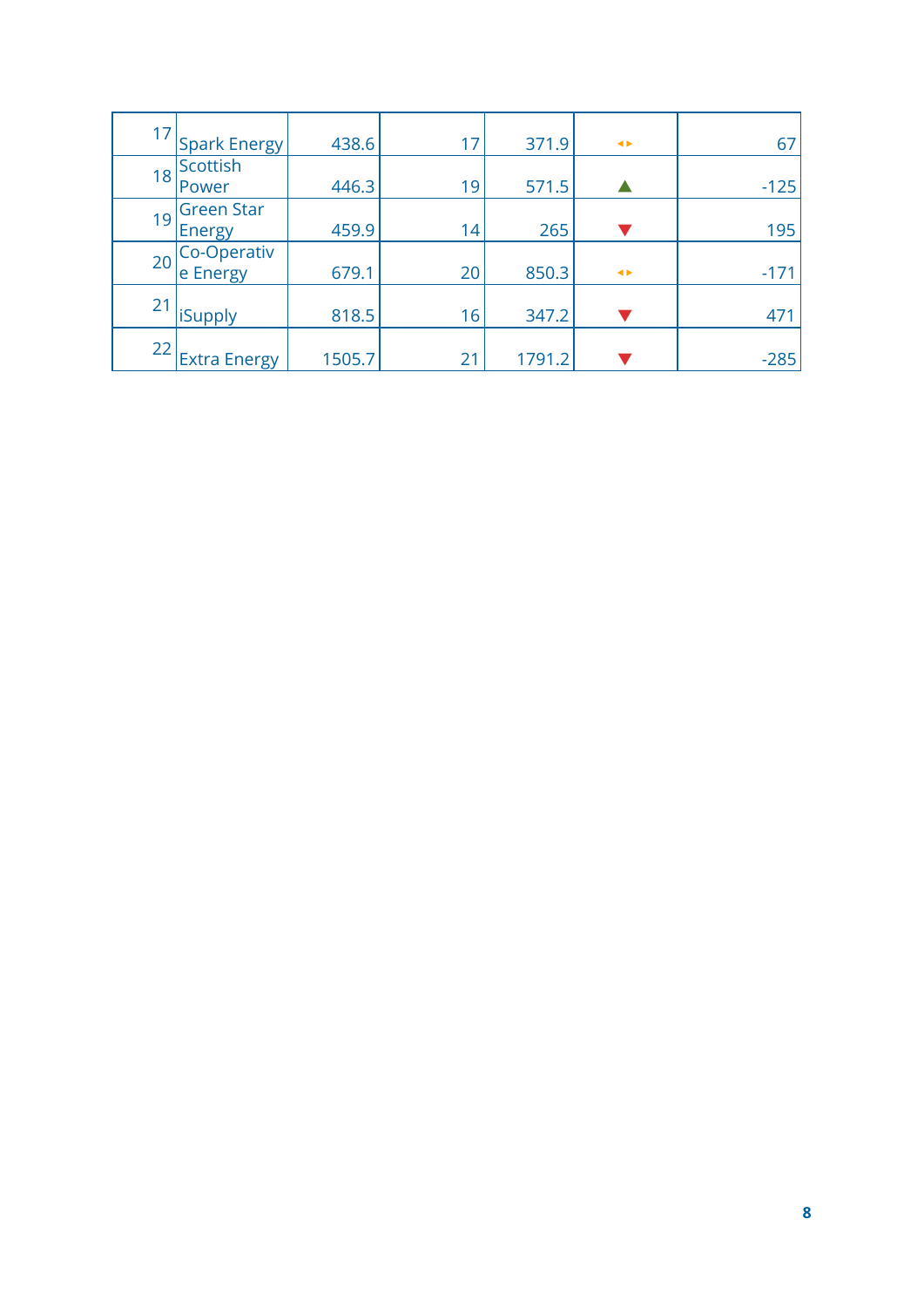| | | | | | | |
|---|---|---|---|---|---|---|
| 17 | Spark Energy | 438.6 | 17 | 371.9 | ◂▸ | 67 |
| 18 | Scottish Power | 446.3 | 19 | 571.5 | ▲ | -125 |
| 19 | Green Star Energy | 459.9 | 14 | 265 | ▼ | 195 |
| 20 | Co-Operativ e Energy | 679.1 | 20 | 850.3 | ◂▸ | -171 |
| 21 | iSupply | 818.5 | 16 | 347.2 | ▼ | 471 |
| 22 | Extra Energy | 1505.7 | 21 | 1791.2 | ▼ | -285 |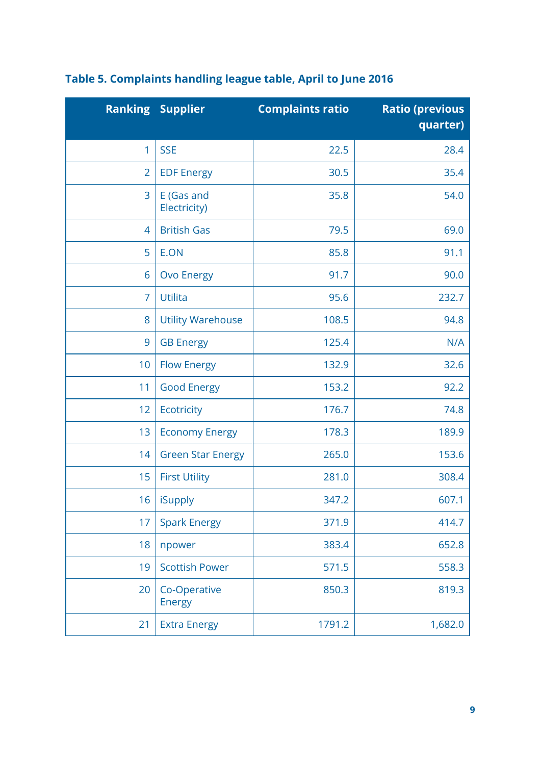### Table 5. Complaints handling league table, April to June 2016

| Ranking | Supplier | Complaints ratio | Ratio (previous quarter) |
|---|---|---|---|
| 1 | SSE | 22.5 | 28.4 |
| 2 | EDF Energy | 30.5 | 35.4 |
| 3 | E (Gas and Electricity) | 35.8 | 54.0 |
| 4 | British Gas | 79.5 | 69.0 |
| 5 | E.ON | 85.8 | 91.1 |
| 6 | Ovo Energy | 91.7 | 90.0 |
| 7 | Utilita | 95.6 | 232.7 |
| 8 | Utility Warehouse | 108.5 | 94.8 |
| 9 | GB Energy | 125.4 | N/A |
| 10 | Flow Energy | 132.9 | 32.6 |
| 11 | Good Energy | 153.2 | 92.2 |
| 12 | Ecotricity | 176.7 | 74.8 |
| 13 | Economy Energy | 178.3 | 189.9 |
| 14 | Green Star Energy | 265.0 | 153.6 |
| 15 | First Utility | 281.0 | 308.4 |
| 16 | iSupply | 347.2 | 607.1 |
| 17 | Spark Energy | 371.9 | 414.7 |
| 18 | npower | 383.4 | 652.8 |
| 19 | Scottish Power | 571.5 | 558.3 |
| 20 | Co-Operative Energy | 850.3 | 819.3 |
| 21 | Extra Energy | 1791.2 | 1,682.0 |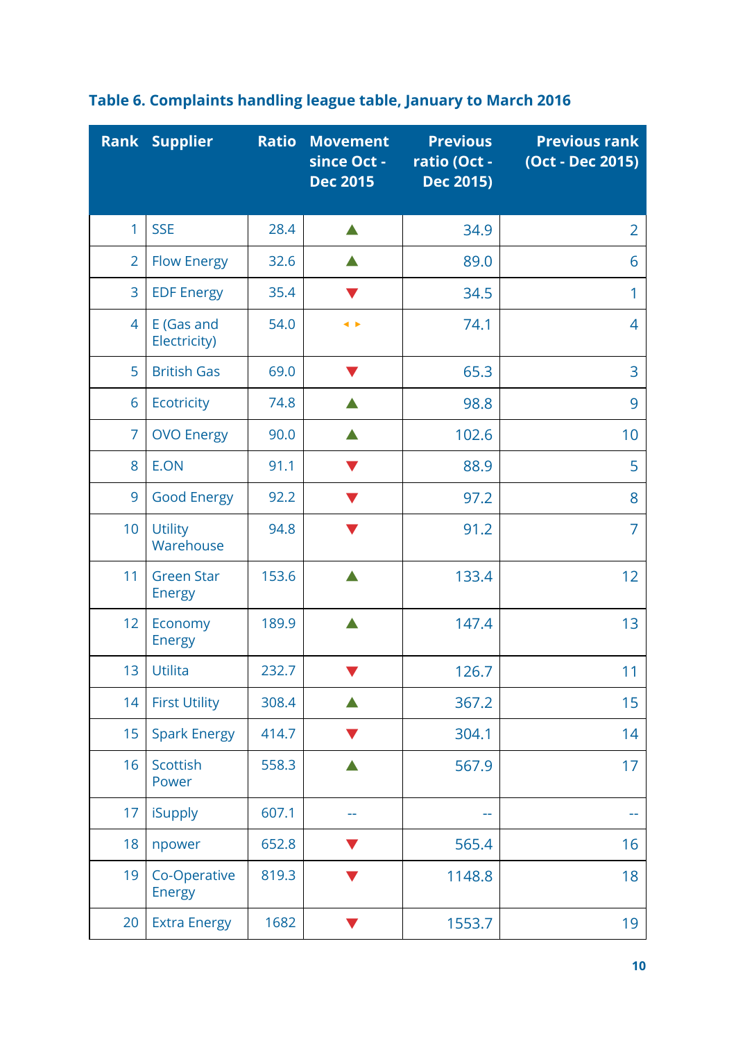**Table 6. Complaints handling league table, January to March 2016**

| Rank | Supplier | Ratio | Movement since Oct - Dec 2015 | Previous ratio (Oct - Dec 2015) | Previous rank (Oct - Dec 2015) |
|---|---|---|---|---|---|
| 1 | SSE | 28.4 | ▲ | 34.9 | 2 |
| 2 | Flow Energy | 32.6 | ▲ | 89.0 | 6 |
| 3 | EDF Energy | 35.4 | ▼ | 34.5 | 1 |
| 4 | E (Gas and Electricity) | 54.0 | ◂ ▸ | 74.1 | 4 |
| 5 | British Gas | 69.0 | ▼ | 65.3 | 3 |
| 6 | Ecotricity | 74.8 | ▲ | 98.8 | 9 |
| 7 | OVO Energy | 90.0 | ▲ | 102.6 | 10 |
| 8 | E.ON | 91.1 | ▼ | 88.9 | 5 |
| 9 | Good Energy | 92.2 | ▼ | 97.2 | 8 |
| 10 | Utility Warehouse | 94.8 | ▼ | 91.2 | 7 |
| 11 | Green Star Energy | 153.6 | ▲ | 133.4 | 12 |
| 12 | Economy Energy | 189.9 | ▲ | 147.4 | 13 |
| 13 | Utilita | 232.7 | ▼ | 126.7 | 11 |
| 14 | First Utility | 308.4 | ▲ | 367.2 | 15 |
| 15 | Spark Energy | 414.7 | ▼ | 304.1 | 14 |
| 16 | Scottish Power | 558.3 | ▲ | 567.9 | 17 |
| 17 | iSupply | 607.1 | -- | -- | -- |
| 18 | npower | 652.8 | ▼ | 565.4 | 16 |
| 19 | Co-Operative Energy | 819.3 | ▼ | 1148.8 | 18 |
| 20 | Extra Energy | 1682 | ▼ | 1553.7 | 19 |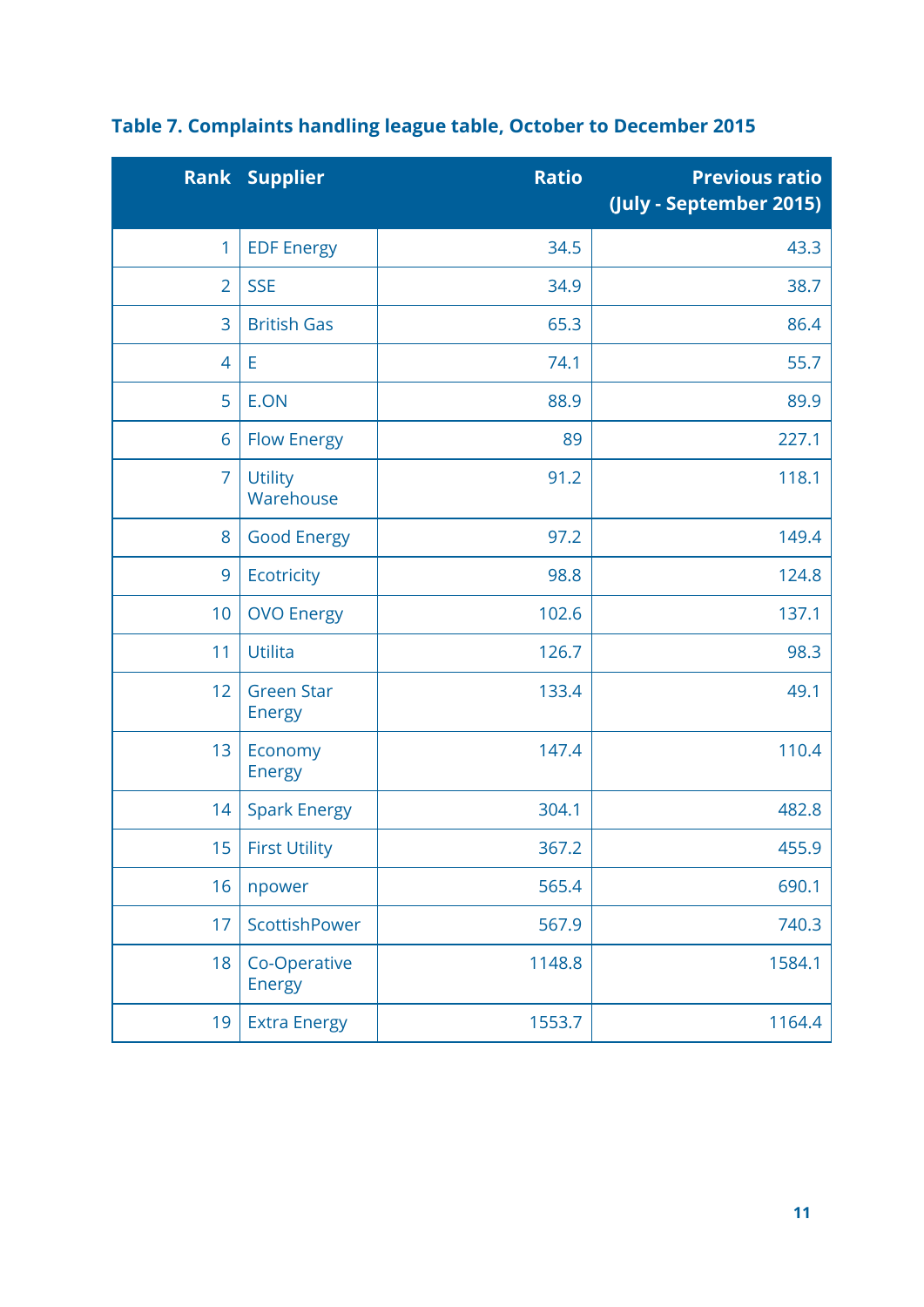**Table 7. Complaints handling league table, October to December 2015**

| Rank | Supplier | Ratio | Previous ratio (July - September 2015) |
|---|---|---|---|
| 1 | EDF Energy | 34.5 | 43.3 |
| 2 | SSE | 34.9 | 38.7 |
| 3 | British Gas | 65.3 | 86.4 |
| 4 | E | 74.1 | 55.7 |
| 5 | E.ON | 88.9 | 89.9 |
| 6 | Flow Energy | 89 | 227.1 |
| 7 | Utility Warehouse | 91.2 | 118.1 |
| 8 | Good Energy | 97.2 | 149.4 |
| 9 | Ecotricity | 98.8 | 124.8 |
| 10 | OVO Energy | 102.6 | 137.1 |
| 11 | Utilita | 126.7 | 98.3 |
| 12 | Green Star Energy | 133.4 | 49.1 |
| 13 | Economy Energy | 147.4 | 110.4 |
| 14 | Spark Energy | 304.1 | 482.8 |
| 15 | First Utility | 367.2 | 455.9 |
| 16 | npower | 565.4 | 690.1 |
| 17 | ScottishPower | 567.9 | 740.3 |
| 18 | Co-Operative Energy | 1148.8 | 1584.1 |
| 19 | Extra Energy | 1553.7 | 1164.4 |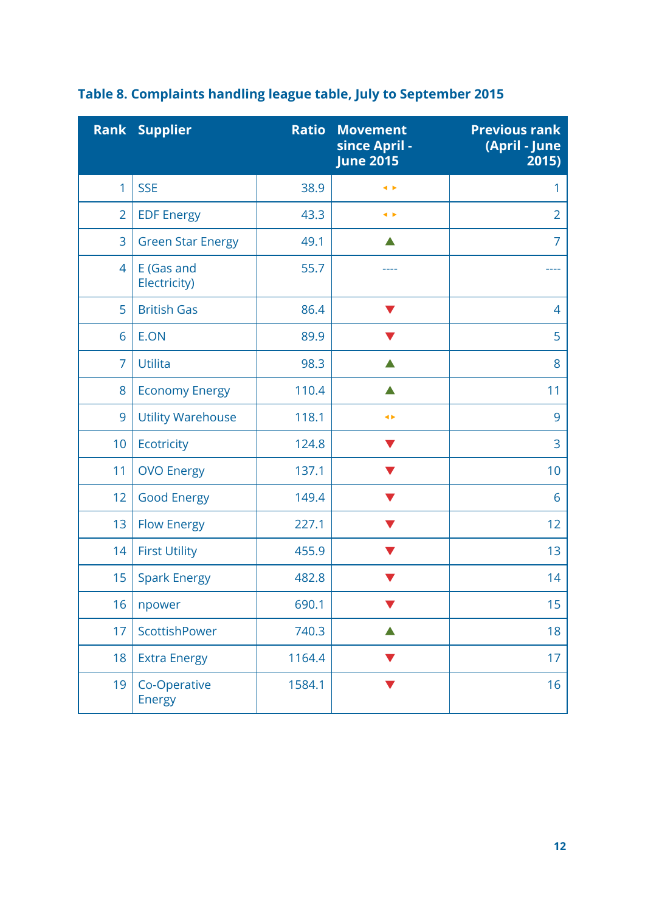**Table 8. Complaints handling league table, July to September 2015**

| Rank | Supplier | Ratio | Movement since April - June 2015 | Previous rank (April - June 2015) |
|---|---|---|---|---|
| 1 | SSE | 38.9 | ◄► | 1 |
| 2 | EDF Energy | 43.3 | ◄► | 2 |
| 3 | Green Star Energy | 49.1 | ▲ | 7 |
| 4 | E (Gas and Electricity) | 55.7 | ---- | ---- |
| 5 | British Gas | 86.4 | ▼ | 4 |
| 6 | E.ON | 89.9 | ▼ | 5 |
| 7 | Utilita | 98.3 | ▲ | 8 |
| 8 | Economy Energy | 110.4 | ▲ | 11 |
| 9 | Utility Warehouse | 118.1 | ◄► | 9 |
| 10 | Ecotricity | 124.8 | ▼ | 3 |
| 11 | OVO Energy | 137.1 | ▼ | 10 |
| 12 | Good Energy | 149.4 | ▼ | 6 |
| 13 | Flow Energy | 227.1 | ▼ | 12 |
| 14 | First Utility | 455.9 | ▼ | 13 |
| 15 | Spark Energy | 482.8 | ▼ | 14 |
| 16 | npower | 690.1 | ▼ | 15 |
| 17 | ScottishPower | 740.3 | ▲ | 18 |
| 18 | Extra Energy | 1164.4 | ▼ | 17 |
| 19 | Co-Operative Energy | 1584.1 | ▼ | 16 |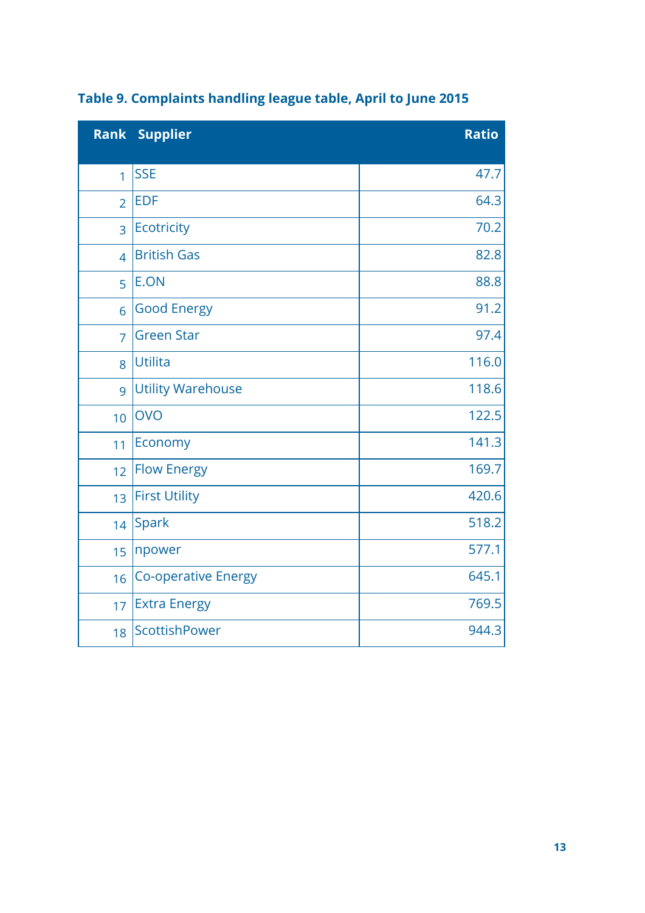**Table 9. Complaints handling league table, April to June 2015**

| Rank | Supplier | Ratio |
|---|---|---|
| 1 | SSE | 47.7 |
| 2 | EDF | 64.3 |
| 3 | Ecotricity | 70.2 |
| 4 | British Gas | 82.8 |
| 5 | E.ON | 88.8 |
| 6 | Good Energy | 91.2 |
| 7 | Green Star | 97.4 |
| 8 | Utilita | 116.0 |
| 9 | Utility Warehouse | 118.6 |
| 10 | OVO | 122.5 |
| 11 | Economy | 141.3 |
| 12 | Flow Energy | 169.7 |
| 13 | First Utility | 420.6 |
| 14 | Spark | 518.2 |
| 15 | npower | 577.1 |
| 16 | Co-operative Energy | 645.1 |
| 17 | Extra Energy | 769.5 |
| 18 | ScottishPower | 944.3 |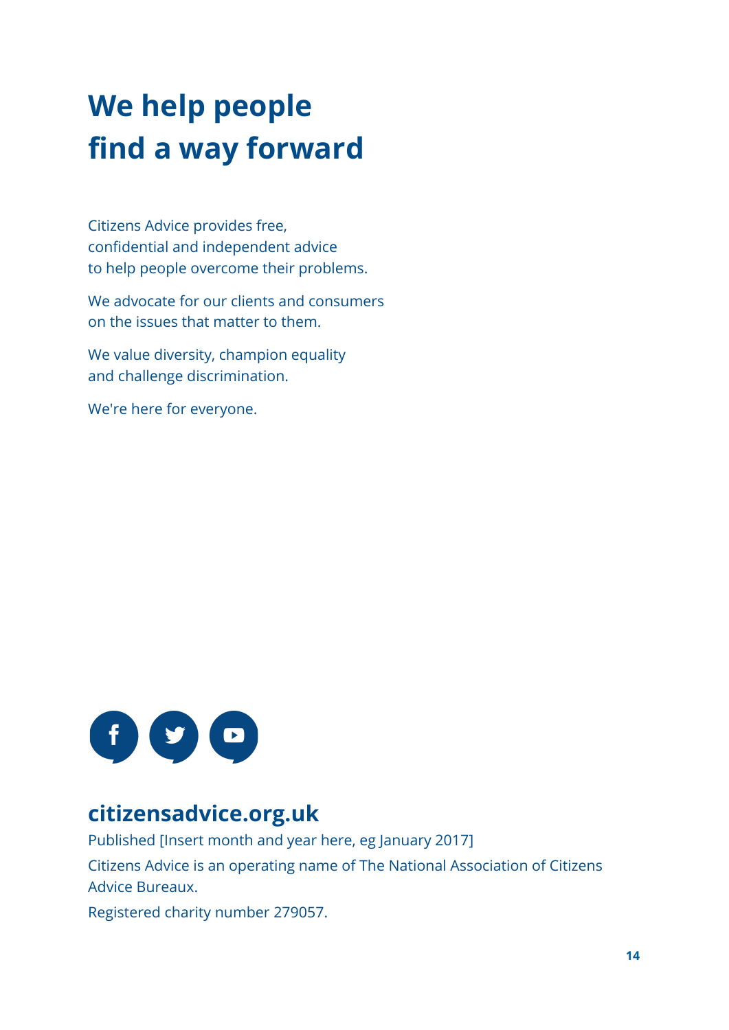# We help people find a way forward

Citizens Advice provides free, confidential and independent advice to help people overcome their problems.

We advocate for our clients and consumers on the issues that matter to them.

We value diversity, champion equality and challenge discrimination.

We're here for everyone.

## citizensadvice.org.uk

Published [Insert month and year here, eg January 2017]

Citizens Advice is an operating name of The National Association of Citizens Advice Bureaux.

Registered charity number 279057.